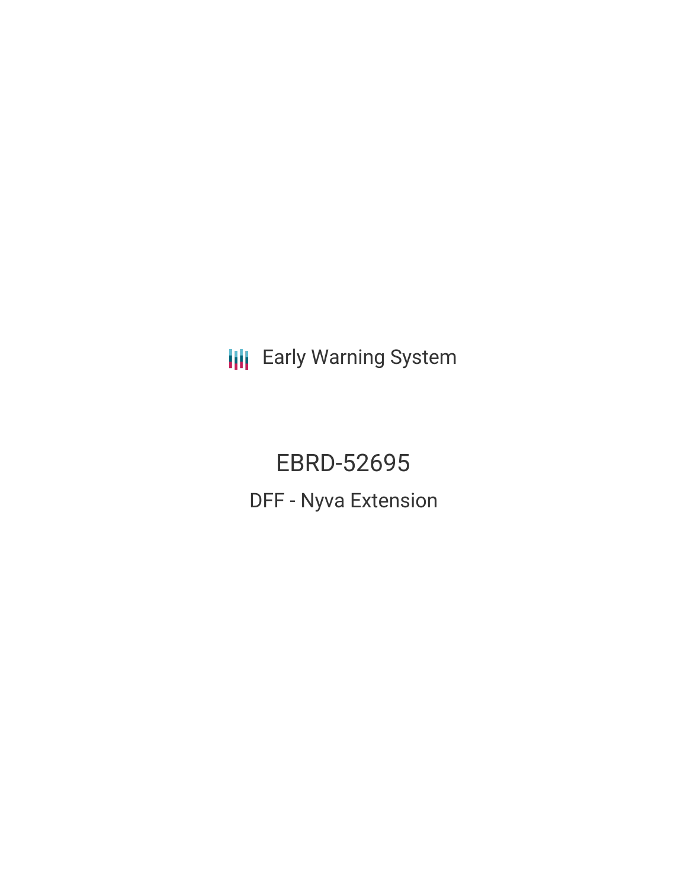Early Warning System

# EBRD-52695

## DFF - Nyva Extension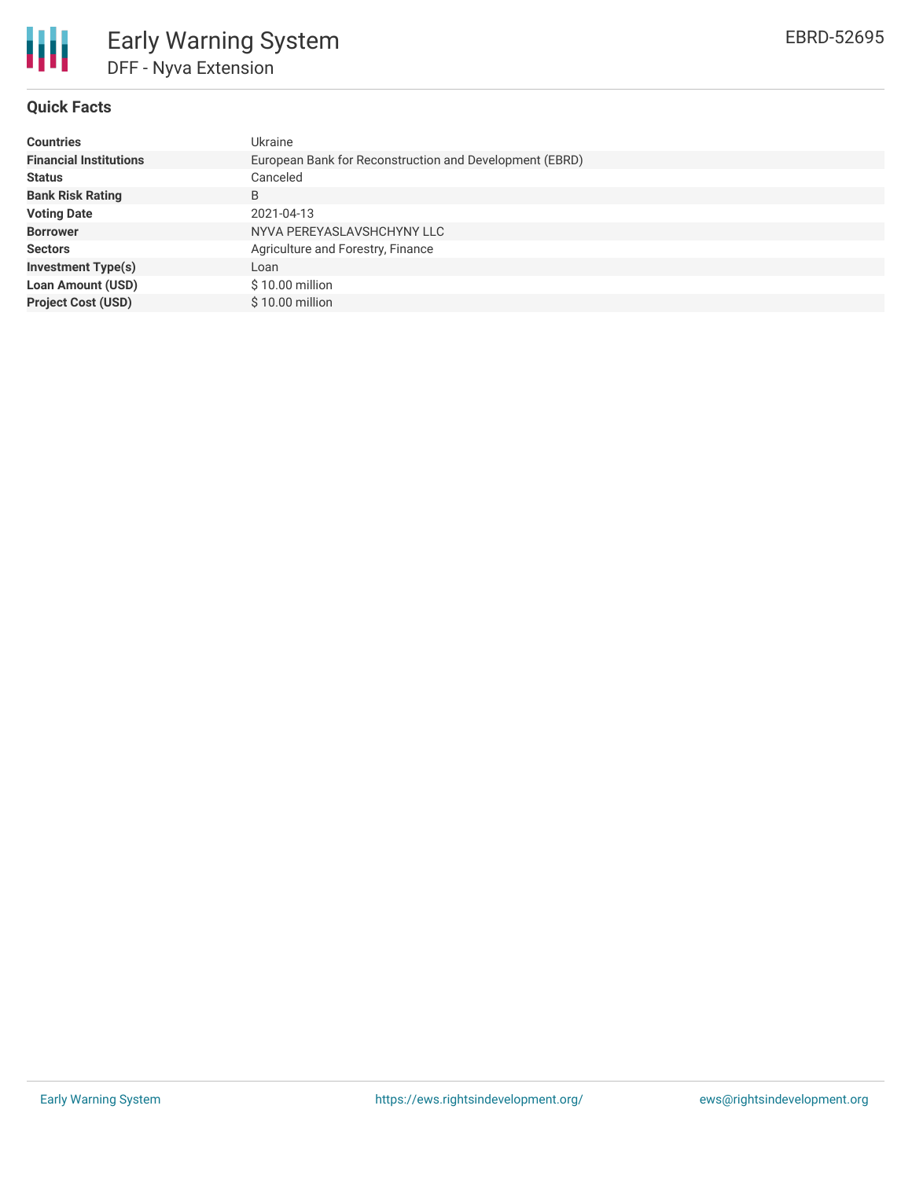# Early Warning System

## DFF - Nyva Extension

EBRD-52695

### Quick Facts

| | |
|---|---|
| **Countries** | Ukraine |
| **Financial Institutions** | European Bank for Reconstruction and Development (EBRD) |
| **Status** | Canceled |
| **Bank Risk Rating** | B |
| **Voting Date** | 2021-04-13 |
| **Borrower** | NYVA PEREYASLAVSHCHYNY LLC |
| **Sectors** | Agriculture and Forestry, Finance |
| **Investment Type(s)** | Loan |
| **Loan Amount (USD)** | $ 10.00 million |
| **Project Cost (USD)** | $ 10.00 million |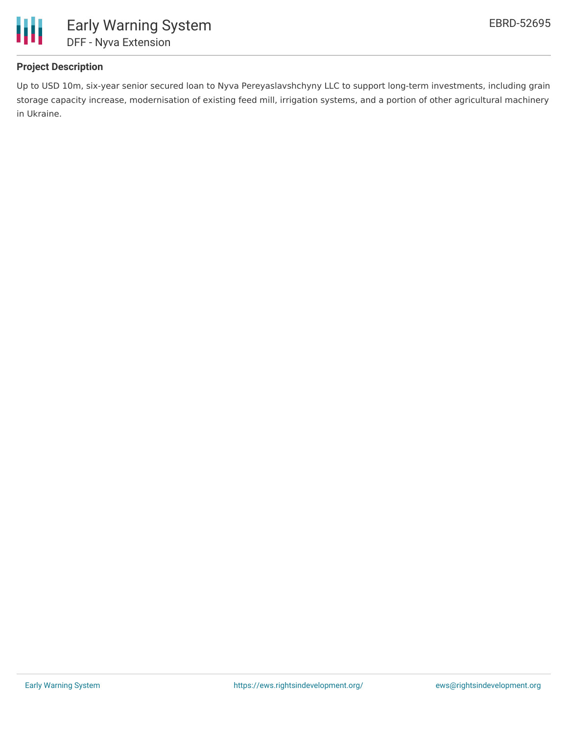### Project Description

Up to USD 10m, six-year senior secured loan to Nyva Pereyaslavshchyny LLC to support long-term investments, including grain storage capacity increase, modernisation of existing feed mill, irrigation systems, and a portion of other agricultural machinery in Ukraine.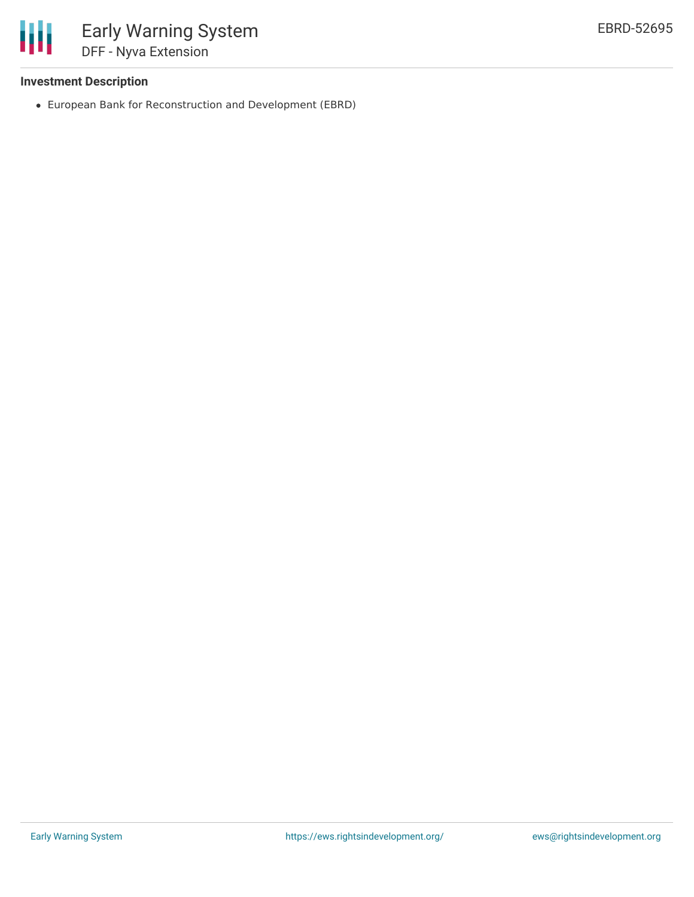### Investment Description

- European Bank for Reconstruction and Development (EBRD)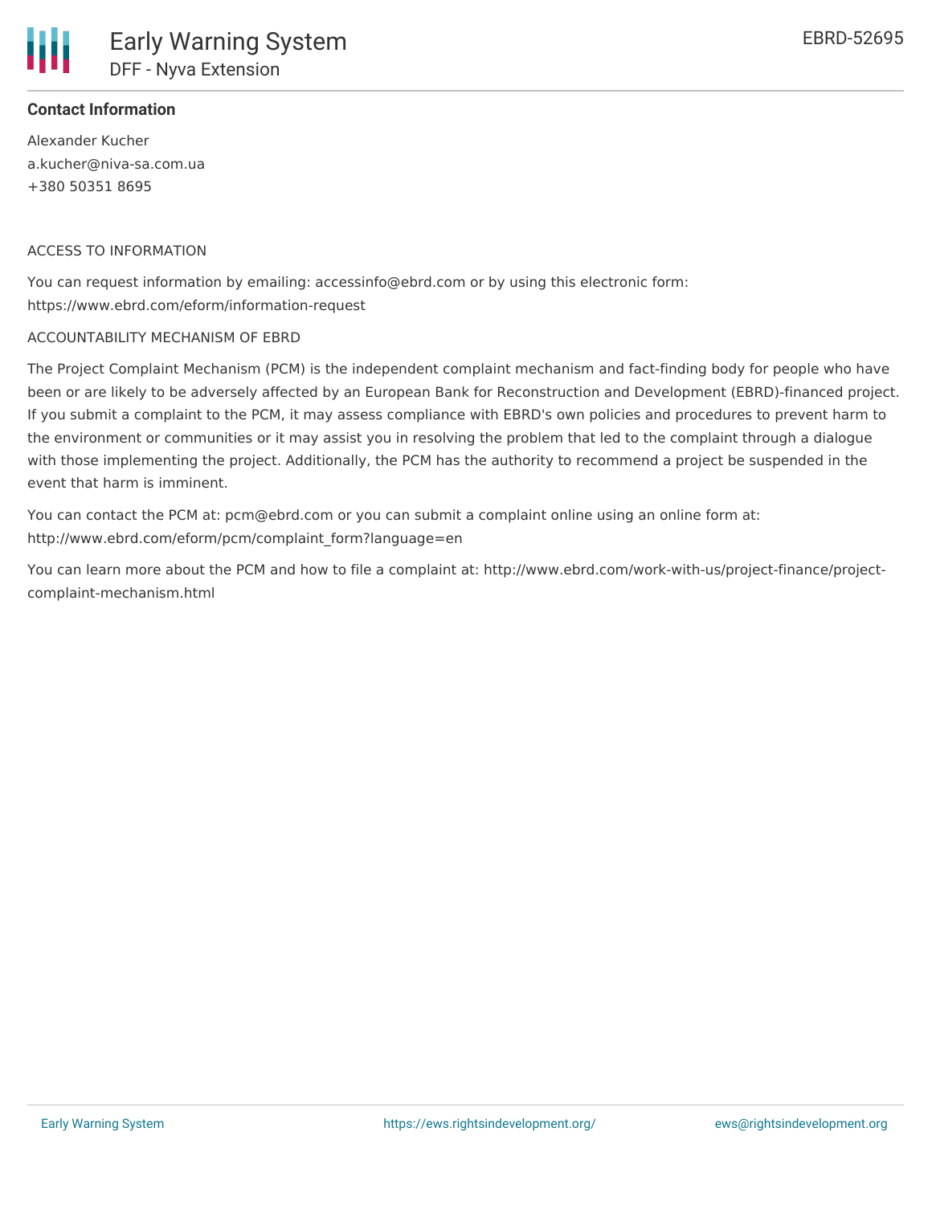### Contact Information

Alexander Kucher
a.kucher@niva-sa.com.ua
+380 50351 8695

ACCESS TO INFORMATION

You can request information by emailing: accessinfo@ebrd.com or by using this electronic form: https://www.ebrd.com/eform/information-request

ACCOUNTABILITY MECHANISM OF EBRD

The Project Complaint Mechanism (PCM) is the independent complaint mechanism and fact-finding body for people who have been or are likely to be adversely affected by an European Bank for Reconstruction and Development (EBRD)-financed project. If you submit a complaint to the PCM, it may assess compliance with EBRD's own policies and procedures to prevent harm to the environment or communities or it may assist you in resolving the problem that led to the complaint through a dialogue with those implementing the project. Additionally, the PCM has the authority to recommend a project be suspended in the event that harm is imminent.

You can contact the PCM at: pcm@ebrd.com or you can submit a complaint online using an online form at: http://www.ebrd.com/eform/pcm/complaint_form?language=en

You can learn more about the PCM and how to file a complaint at: http://www.ebrd.com/work-with-us/project-finance/project-complaint-mechanism.html